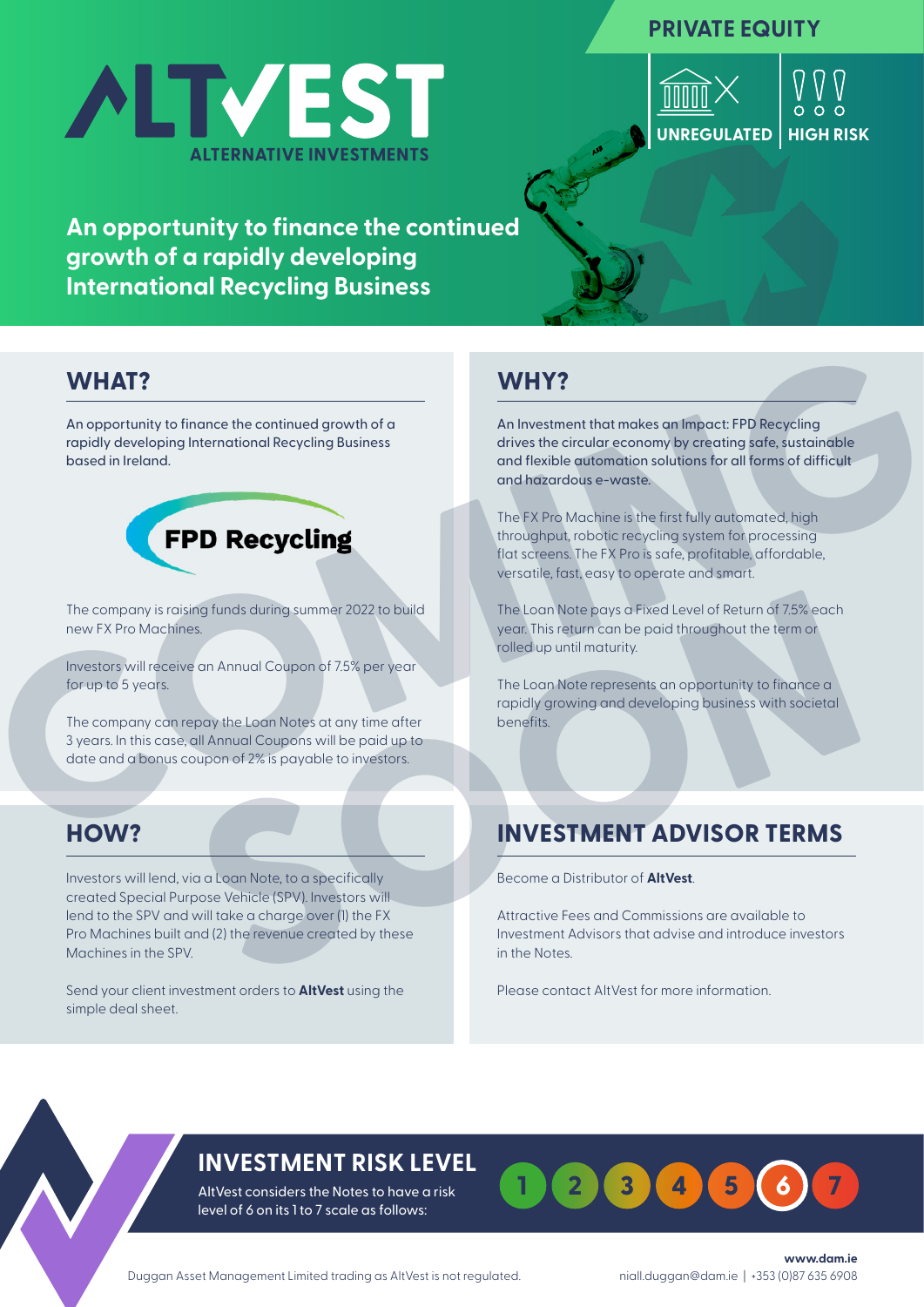PRIVATE EQUITY

UNREGULATED | HIGH RISK

# ALTVEST
ALTERNATIVE INVESTMENTS

**An opportunity to finance the continued growth of a rapidly developing International Recycling Business**

## WHAT?

An opportunity to finance the continued growth of a rapidly developing International Recycling Business based in Ireland.

**FPD Recycling**

The company is raising funds during summer 2022 to build new FX Pro Machines.

Investors will receive an Annual Coupon of 7.5% per year for up to 5 years.

The company can repay the Loan Notes at any time after 3 years. In this case, all Annual Coupons will be paid up to date and a bonus coupon of 2% is payable to investors.

## WHY?

An Investment that makes an Impact: FPD Recycling drives the circular economy by creating safe, sustainable and flexible automation solutions for all forms of difficult and hazardous e-waste.

The FX Pro Machine is the first fully automated, high throughput, robotic recycling system for processing flat screens. The FX Pro is safe, profitable, affordable, versatile, fast, easy to operate and smart.

The Loan Note pays a Fixed Level of Return of 7.5% each year. This return can be paid throughout the term or rolled up until maturity.

The Loan Note represents an opportunity to finance a rapidly growing and developing business with societal benefits.

COMING SOON

## HOW?

Investors will lend, via a Loan Note, to a specifically created Special Purpose Vehicle (SPV). Investors will lend to the SPV and will take a charge over (1) the FX Pro Machines built and (2) the revenue created by these Machines in the SPV.

Send your client investment orders to **AltVest** using the simple deal sheet.

## INVESTMENT ADVISOR TERMS

Become a Distributor of **AltVest**.

Attractive Fees and Commissions are available to Investment Advisors that advise and introduce investors in the Notes.

Please contact AltVest for more information.

## INVESTMENT RISK LEVEL

AltVest considers the Notes to have a risk level of 6 on its 1 to 7 scale as follows:

1 2 3 4 5 **6** 7

Duggan Asset Management Limited trading as AltVest is not regulated.

**www.dam.ie**
niall.duggan@dam.ie | +353 (0)87 635 6908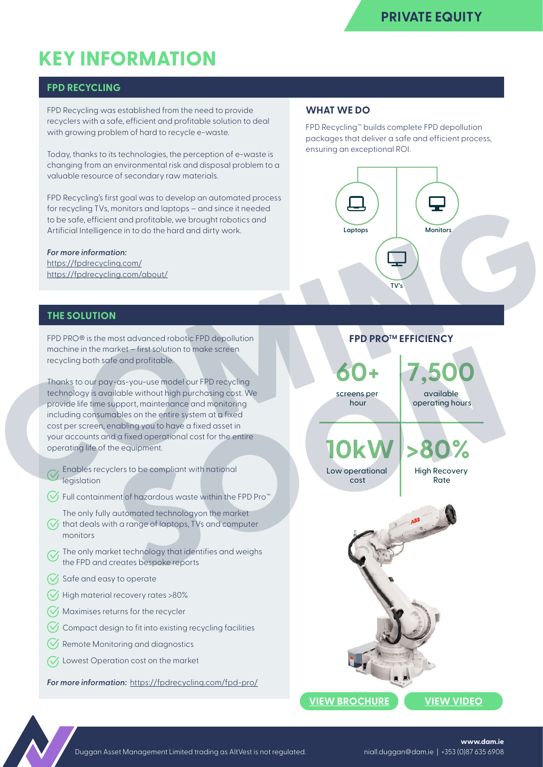PRIVATE EQUITY

# KEY INFORMATION

## FPD RECYCLING

FPD Recycling was established from the need to provide recyclers with a safe, efficient and profitable solution to deal with growing problem of hard to recycle e-waste.

Today, thanks to its technologies, the perception of e-waste is changing from an environmental risk and disposal problem to a valuable resource of secondary raw materials.

FPD Recycling's first goal was to develop an automated process for recycling TVs, monitors and laptops – and since it needed to be safe, efficient and profitable, we brought robotics and Artificial Intelligence in to do the hard and dirty work.

*For more information:*
https://fpdrecycling.com/
https://fpdrecycling.com/about/

### WHAT WE DO

FPD Recycling™ builds complete FPD depollution packages that deliver a safe and efficient process, ensuring an exceptional ROI.

Laptops
Monitors
TV's

## THE SOLUTION

FPD PRO® is the most advanced robotic FPD depollution machine in the market – first solution to make screen recycling both safe and profitable.

Thanks to our pay-as-you-use model our FPD recycling technology is available without high purchasing cost. We provide life time support, maintenance and monitoring including consumables on the entire system at a fixed cost per screen, enabling you to have a fixed asset in your accounts and a fixed operational cost for the entire operating life of the equipment.

- Enables recyclers to be compliant with national legislation
- Full containment of hazardous waste within the FPD Pro™
- The only fully automated technologyon the market that deals with a range of laptops, TVs and computer monitors
- The only market technology that identifies and weighs the FPD and creates bespoke reports
- Safe and easy to operate
- High material recovery rates >80%
- Maximises returns for the recycler
- Compact design to fit into existing recycling facilities
- Remote Monitoring and diagnostics
- Lowest Operation cost on the market

*For more information:* https://fpdrecycling.com/fpd-pro/

### FPD PRO™ EFFICIENCY

**60+** screens per hour

**7,500** available operating hours

**10kW** Low operational cost

**>80%** High Recovery Rate

VIEW BROCHURE

VIEW VIDEO

COMING SOON

Duggan Asset Management Limited trading as AltVest is not regulated.

www.dam.ie
niall.duggan@dam.ie | +353 (0)87 635 6908